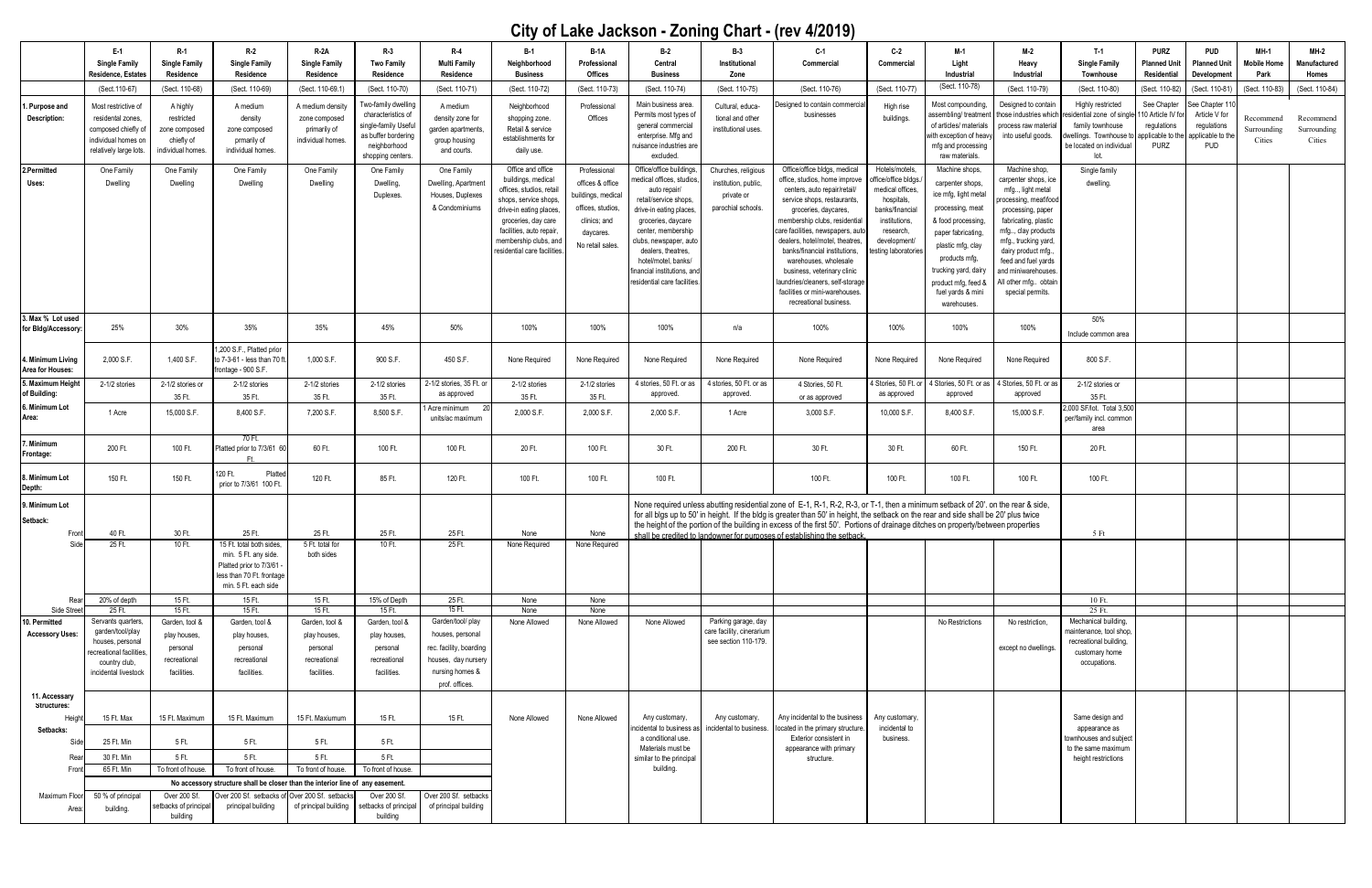# City of Lake Jackson - Zoning Chart - (rev 4/2019)

| | E-1 Single Family Residence, Estates | R-1 Single Family Residence | R-2 Single Family Residence | R-2A Single Family Residence | R-3 Two Family Residence | R-4 Multi Family Residence | B-1 Neighborhood Business | B-1A Professional Offices | B-2 Central Business | B-3 Institutional Zone | C-1 Commercial | C-2 Commercial | M-1 Light Industrial | M-2 Heavy Industrial | T-1 Single Family Townhouse | PURZ Planned Unit Residential | PUD Planned Unit Development | MH-1 Mobile Home Park | MH-2 Manufactured Homes |
|---|---|---|---|---|---|---|---|---|---|---|---|---|---|---|---|---|---|---|---|
| | (Sect.110-67) | (Sect. 110-68) | (Sect. 110-69) | (Sect. 110-69.1) | (Sect. 110-70) | (Sect. 110-71) | (Sect. 110-72) | (Sect. 110-73) | (Sect. 110-74) | (Sect. 110-75) | (Sect. 110-76) | (Sect. 110-77) | (Sect. 110-78) | (Sect. 110-79) | (Sect. 110-80) | (Sect. 110-82) | (Sect. 110-81) | (Sect. 110-83) | (Sect. 110-84) |
| 1. Purpose and Description: | Most restrictive of residential zones, composed chiefly of individual homes on relatively large lots. | A highly restricted zone composed chiefly of individual homes. | A medium density zone composed primarily of individual homes. | A medium density zone composed primarily of individual homes. | Two-family dwelling characteristics of single-family Useful as buffer bordering neighborhood shopping centers. | A medium density zone for garden apartments, group housing and courts. | Neighborhood shopping zone. Retail & service establishments for daily use. | Professional Offices | Main business area. Permits most types of general commercial enterprise. Mfg and nuisance industries are excluded. | Cultural, educational and other institutional uses. | Designed to contain commercial businesses | High rise buildings. | Most compounding, assembling/ treatment of articles/ materials with exception of heavy mfg and processing raw materials. | Designed to contain those industries which process raw material into useful goods. | Highly restricted residential zone of single family townhouse dwellings. Townhouse to be located on individual lot. | See Chapter 110 Article IV for regulations applicable to the PURZ | See Chapter 110 Article V for regulations applicable to the PUD | Recommend Surrounding Cities | Recommend Surrounding Cities |
| 2.Permitted Uses: | One Family Dwelling | One Family Dwelling | One Family Dwelling | One Family Dwelling | One Family Dwelling, Duplexes. | One Family Dwelling, Apartment Houses, Duplexes & Condominiums | Office and office buildings, medical offices, studios, retail shops, service shops, drive-in eating places, groceries, day care facilities, auto repair, membership clubs, and residential care facilities. | Professional offices & office buildings, medical offices, studios, clinics; and daycares. No retail sales. | Office/office buildings, medical offices, studios, auto repair/ retail/service shops, drive-in eating places, groceries, daycare center, membership clubs, newspaper, auto dealers, theatres, hotel/motel, banks/ financial institutions, and residential care facilities. | Churches, religious institution, public, private or parochial schools. | Office/office bldgs, medical office, studios, home improve centers, auto repair/retail/ service shops, restaurants, groceries, daycares, membership clubs, residential care facilities, newspapers, auto dealers, hotel/motel, theatres, banks/financial institutions, warehouses, wholesale business, veterinary clinic laundries/cleaners, self-storage facilities or mini-warehouses, recreational business. | Hotels/motels, office/office bldgs./ medical offices, hospitals, banks/financial institutions, research, development/ testing laboratories | Machine shops, carpenter shops, ice mfg, light metal processing, meat & food processing, paper fabricating, plastic mfg, clay products mfg, trucking yard, dairy product mfg, feed & fuel yards & mini warehouses. | Machine shop, carpenter shops, ice mfg.., light metal processing, meat/food processing, paper fabricating, plastic mfg.., clay products mfg., trucking yard, dairy product mfg., feed and fuel yards and miniwarehouses. All other mfg.. obtain special permits. | Single family dwelling. | | | | |
| 3. Max % Lot used for Bldg/Accessory: | 25% | 30% | 35% | 35% | 45% | 50% | 100% | 100% | 100% | n/a | 100% | 100% | 100% | 100% | 50% Include common area | | | | |
| 4. Minimum Living Area for Houses: | 2,000 S.F. | 1,400 S.F. | 1,200 S.F., Platted prior to 7-3-61 - less than 70 ft. frontage - 900 S.F. | 1,000 S.F. | 900 S.F. | 450 S.F. | None Required | None Required | None Required | None Required | None Required | None Required | None Required | None Required | 800 S.F. | | | | |
| 5. Maximum Height of Building: | 2-1/2 stories | 2-1/2 stories or 35 Ft. | 2-1/2 stories 35 Ft. | 2-1/2 stories 35 Ft. | 2-1/2 stories 35 Ft. | 2-1/2 stories, 35 Ft. or as approved | 2-1/2 stories 35 Ft. | 2-1/2 stories 35 Ft. | 4 stories, 50 Ft. or as approved. | 4 stories, 50 Ft. or as approved. | 4 Stories, 50 Ft. or as approved | 4 Stories, 50 Ft. or as approved | 4 Stories, 50 Ft. or as approved | 4 Stories, 50 Ft. or as approved | 2-1/2 stories or 35 Ft. | | | | |
| 6. Minimum Lot Area: | 1 Acre | 15,000 S.F. | 8,400 S.F. | 7,200 S.F. | 8,500 S.F. | 1 Acre minimum 20 units/ac maximum | 2,000 S.F. | 2,000 S.F. | 2,000 S.F. | 1 Acre | 3,000 S.F. | 10,000 S.F. | 8,400 S.F. | 15,000 S.F. | 2,000 SF/lot. Total 3,500 per/family incl. common area | | | | |
| 7. Minimum Frontage: | 200 Ft. | 100 Ft. | 70 Ft. Platted prior to 7/3/61 60 Ft. | 60 Ft. | 100 Ft. | 100 Ft. | 20 Ft. | 100 Ft. | 30 Ft. | 200 Ft. | 30 Ft. | 30 Ft. | 60 Ft. | 150 Ft. | 20 Ft. | | | | |
| 8. Minimum Lot Depth: | 150 Ft. | 150 Ft. | 120 Ft. Platted prior to 7/3/61 100 Ft. | 120 Ft. | 85 Ft. | 120 Ft. | 100 Ft. | 100 Ft. | 100 Ft. | | 100 Ft. | 100 Ft. | 100 Ft. | 100 Ft. | 100 Ft. | | | | |
| 9. Minimum Lot Setback: | | | | | | | | | None required unless abutting residential zone of E-1, R-1, R-2, R-3, or T-1, then a minimum setback of 20'. on the rear & side, for all blgs up to 50' in height. If the bldg is greater than 50' in height, the setback on the rear and side shall be 20' plus twice the height of the portion of the building in excess of the first 50'. Portions of drainage ditches on property/between properties shall be credited to landowner for purposes of establishing the setback. | | | | | | | | | | |
| Front | 40 Ft. | 30 Ft. | 25 Ft. | 25 Ft. | 25 Ft. | 25 Ft. | None | None | | | | | | | 5 Ft | | | | |
| Side | 25 Ft. | 10 Ft. | 15 Ft. total both sides, min. 5 Ft. any side. Platted prior to 7/3/61 - less than 70 Ft. frontage min. 5 Ft. each side | 5 Ft. total for both sides | 10 Ft. | 25 Ft. | None Required | None Required | | | | | | | | | | | |
| Rear | 20% of depth | 15 Ft. | 15 Ft. | 15 Ft. | 15% of Depth | 25 Ft. | None | None | | | | | | | 10 Ft. | | | | |
| Side Street | 25 Ft. | 15 Ft. | 15 Ft. | 15 Ft. | 15 Ft. | 15 Ft. | None | None | | | | | | | 25 Ft. | | | | |
| 10. Permitted Accessory Uses: | Servants quarters, garden/tool/play houses, personal recreational facilities, country club, incidental livestock | Garden, tool & play houses, personal recreational facilities. | Garden, tool & play houses, personal recreational facilities. | Garden, tool & play houses, personal recreational facilities. | Garden, tool & play houses, personal recreational facilities. | Garden/tool/ play houses, personal rec. facility, boarding houses, day nursery nursing homes & prof. offices. | None Allowed | None Allowed | None Allowed | Parking garage, day care facility, cinerarium see section 110-179. | | | No Restrictions | No restriction, except no dwellings. | Mechanical building, maintenance, tool shop, recreational building, customary home occupations. | | | | |
| 11. Accessary Structures: | | | | | | | | | | | | | | | | | | | |
| Height | 15 Ft. Max | 15 Ft. Maximum | 15 Ft. Maximum | 15 Ft. Maxiumum | 15 Ft. | 15 Ft. | None Allowed | None Allowed | Any customary, incidental to business as a conditional use. Materials must be similar to the principal building. | Any customary, incidental to business. | Any incidental to the business located in the primary structure. Exterior consistent in appearance with primary structure. | Any customary, incidental to business. | | | Same design and appearance as townhouses and subject to the same maximum height restrictions | | | | |
| Setbacks: Side | 25 Ft. Min | 5 Ft. | 5 Ft. | 5 Ft. | 5 Ft. | | | | | | | | | | | | | | |
| Rear | 30 Ft. Min | 5 Ft. | 5 Ft. | 5 Ft. | 5 Ft. | | | | | | | | | | | | | | |
| Front | 65 Ft. Min | To front of house. | To front of house. | To front of house. | To front of house. | | | | | | | | | | | | | | |
| | No accessory structure shall be closer than the interior line of any easement. | | | | | | | | | | | | | | | | | | |
| Maximum Floor Area: | 50 % of principal building. | Over 200 Sf. setbacks of principal building | Over 200 Sf. setbacks of principal building | Over 200 Sf. setbacks of principal building | Over 200 Sf. setbacks of principal building | Over 200 Sf. setbacks of principal building | | | | | | | | | | | | | |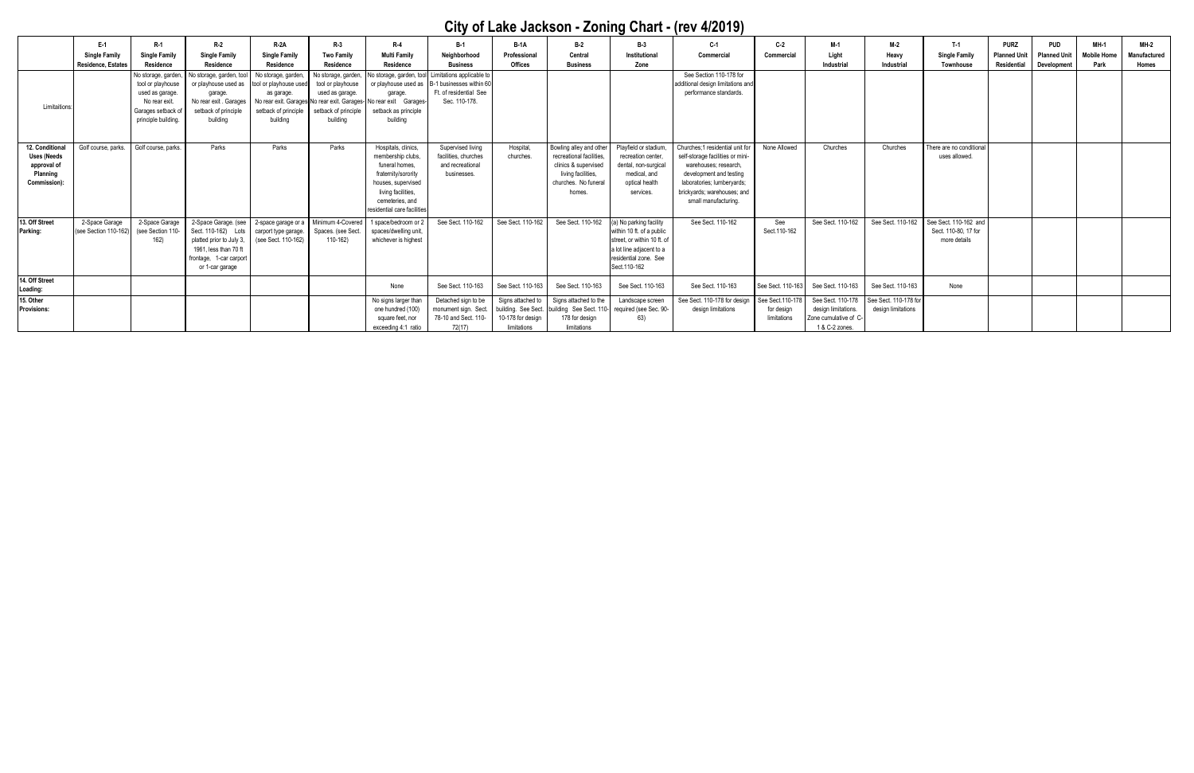# City of Lake Jackson - Zoning Chart - (rev 4/2019)

| | E-1 Single Family Residence, Estates | R-1 Single Family Residence | R-2 Single Family Residence | R-2A Single Family Residence | R-3 Two Family Residence | R-4 Multi Family Residence | B-1 Neighborhood Business | B-1A Professional Offices | B-2 Central Business | B-3 Institutional Zone | C-1 Commercial | C-2 Commercial | M-1 Light Industrial | M-2 Heavy Industrial | T-1 Single Family Townhouse | PURZ Planned Unit Residential | PUD Planned Unit Development | MH-1 Mobile Home Park | MH-2 Manufactured Homes |
|---|---|---|---|---|---|---|---|---|---|---|---|---|---|---|---|---|---|---|---|
| Limitaitions: | | No storage, garden, tool or playhouse used as garage. No rear exit. Garages setback of principle building. | No storage, garden, tool or playhouse used as garage. No rear exit . Garages setback of principle building | No storage, garden, tool or playhouse used as garage. No rear exit. Garages setback of principle building | No storage, garden, tool or playhouse used as garage. No rear exit. Garages- setback of principle building | No storage, garden, tool or playhouse used as garage. No rear exit Garages- setback as principle building | Limitations applicable to B-1 businesses within 60 Ft. of residential See Sec. 110-178. | | | | See Section 110-178 for additional design limitations and performance standards. | | | | | | | | |
| 12. Conditional Uses (Needs approval of Planning Commission): | Golf course, parks. | Golf course, parks. | Parks | Parks | Parks | Hospitals, clinics, membership clubs, funeral homes, fraternity/sorority houses, supervised living facilities, cemeteries, and residential care facilities | Supervised living facilities, churches and recreational businesses. | Hospital, churches. | Bowling alley and other recreational facilities, clinics & supervised living facilities, churches. No funeral homes. | Playfield or stadium, recreation center, dental, non-surgical medical, and optical health services. | Churches;1 residential unit for self-storage facilities or mini-warehouses; research, development and testing laboratories; lumberyards; brickyards; warehouses; and small manufacturing. | None Allowed | Churches | Churches | There are no conditional uses allowed. | | | | |
| 13. Off Street Parking: | 2-Space Garage (see Section 110-162) | 2-Space Garage (see Section 110-162) | 2-Space Garage. (see Sect. 110-162) Lots platted prior to July 3, 1961, less than 70 ft frontage, 1-car carport or 1-car garage | 2-space garage or a carport type garage. (see Sect. 110-162) | Minimum 4-Covered Spaces. (see Sect. 110-162) | 1 space/bedroom or 2 spaces/dwelling unit, whichever is highest | See Sect. 110-162 | See Sect. 110-162 | See Sect. 110-162 | (a) No parking facility within 10 ft. of a public street, or within 10 ft. of a lot line adjacent to a residential zone. See Sect.110-162 | See Sect. 110-162 | See Sect.110-162 | See Sect. 110-162 | See Sect. 110-162 | See Sect. 110-162 and Sect. 110-80, 17 for more details | | | | |
| 14. Off Street Loading: | | | | | | None | See Sect. 110-163 | See Sect. 110-163 | See Sect. 110-163 | See Sect. 110-163 | See Sect. 110-163 | See Sect. 110-163 | See Sect. 110-163 | See Sect. 110-163 | None | | | | |
| 15. Other Provisions: | | | | | | No signs larger than one hundred (100) square feet, nor exceeding 4:1 ratio | Detached sign to be monument sign. Sect. 78-10 and Sect. 110-72(17) | Signs attached to building. See Sect. 10-178 for design limitations | Signs attached to the building See Sect. 110-178 for design limitations | Landscape screen required (see Sec. 90-63) | See Sect. 110-178 for design design limitations | See Sect.110-178 for design limitations | See Sect. 110-178 design limitations. Zone cumulative of C-1 & C-2 zones. | See Sect. 110-178 for design limitations | | | | | |